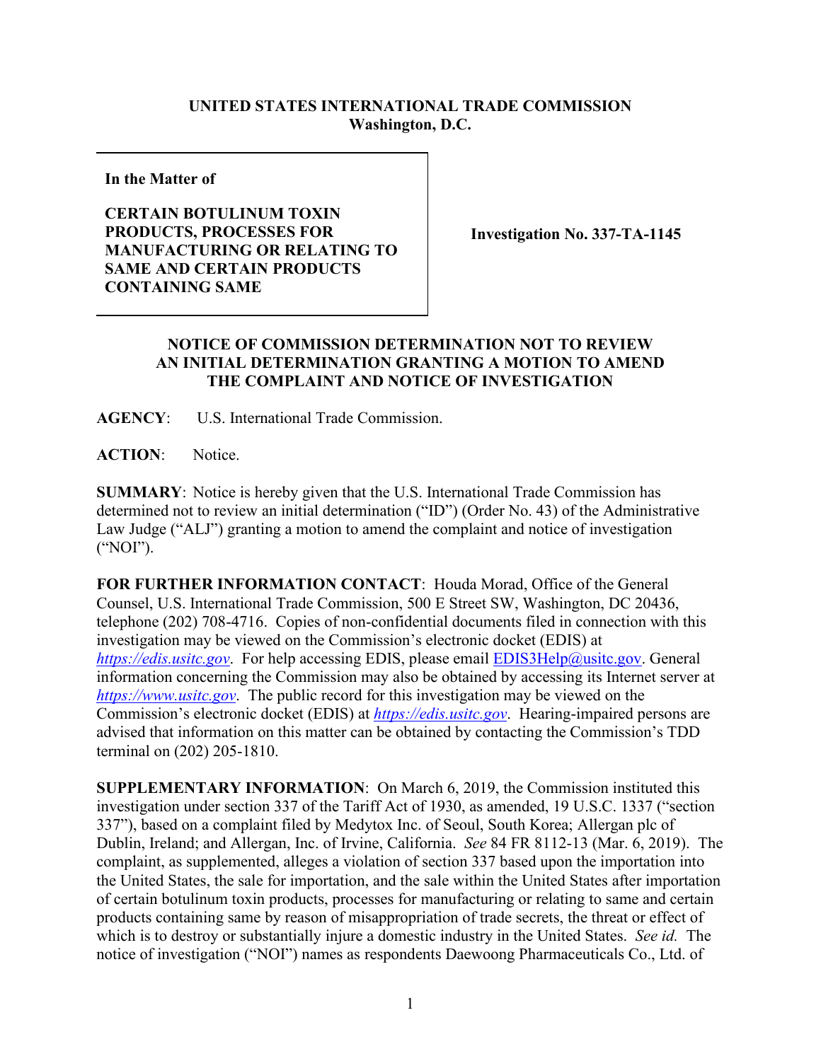**UNITED STATES INTERNATIONAL TRADE COMMISSION**
**Washington, D.C.**

| In the Matter of<br><br>**CERTAIN BOTULINUM TOXIN PRODUCTS, PROCESSES FOR MANUFACTURING OR RELATING TO SAME AND CERTAIN PRODUCTS CONTAINING SAME** | **Investigation No. 337-TA-1145** |
|---|---|

## NOTICE OF COMMISSION DETERMINATION NOT TO REVIEW AN INITIAL DETERMINATION GRANTING A MOTION TO AMEND THE COMPLAINT AND NOTICE OF INVESTIGATION

**AGENCY**: U.S. International Trade Commission.

**ACTION**: Notice.

**SUMMARY**: Notice is hereby given that the U.S. International Trade Commission has determined not to review an initial determination ("ID") (Order No. 43) of the Administrative Law Judge ("ALJ") granting a motion to amend the complaint and notice of investigation ("NOI").

**FOR FURTHER INFORMATION CONTACT**: Houda Morad, Office of the General Counsel, U.S. International Trade Commission, 500 E Street SW, Washington, DC 20436, telephone (202) 708-4716. Copies of non-confidential documents filed in connection with this investigation may be viewed on the Commission's electronic docket (EDIS) at *https://edis.usitc.gov*. For help accessing EDIS, please email EDIS3Help@usitc.gov. General information concerning the Commission may also be obtained by accessing its Internet server at *https://www.usitc.gov*. The public record for this investigation may be viewed on the Commission's electronic docket (EDIS) at ***https://edis.usitc.gov***. Hearing-impaired persons are advised that information on this matter can be obtained by contacting the Commission's TDD terminal on (202) 205-1810.

**SUPPLEMENTARY INFORMATION**: On March 6, 2019, the Commission instituted this investigation under section 337 of the Tariff Act of 1930, as amended, 19 U.S.C. 1337 ("section 337"), based on a complaint filed by Medytox Inc. of Seoul, South Korea; Allergan plc of Dublin, Ireland; and Allergan, Inc. of Irvine, California. *See* 84 FR 8112-13 (Mar. 6, 2019). The complaint, as supplemented, alleges a violation of section 337 based upon the importation into the United States, the sale for importation, and the sale within the United States after importation of certain botulinum toxin products, processes for manufacturing or relating to same and certain products containing same by reason of misappropriation of trade secrets, the threat or effect of which is to destroy or substantially injure a domestic industry in the United States. *See id.* The notice of investigation ("NOI") names as respondents Daewoong Pharmaceuticals Co., Ltd. of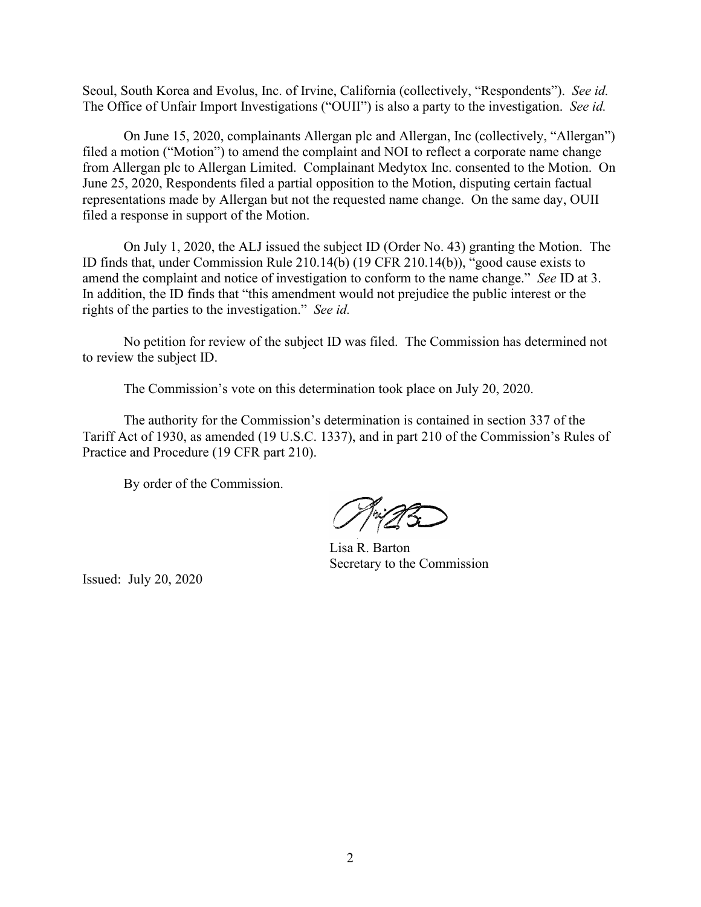Seoul, South Korea and Evolus, Inc. of Irvine, California (collectively, "Respondents"). *See id.* The Office of Unfair Import Investigations ("OUII") is also a party to the investigation. *See id.*

On June 15, 2020, complainants Allergan plc and Allergan, Inc (collectively, "Allergan") filed a motion ("Motion") to amend the complaint and NOI to reflect a corporate name change from Allergan plc to Allergan Limited. Complainant Medytox Inc. consented to the Motion. On June 25, 2020, Respondents filed a partial opposition to the Motion, disputing certain factual representations made by Allergan but not the requested name change. On the same day, OUII filed a response in support of the Motion.

On July 1, 2020, the ALJ issued the subject ID (Order No. 43) granting the Motion. The ID finds that, under Commission Rule 210.14(b) (19 CFR 210.14(b)), "good cause exists to amend the complaint and notice of investigation to conform to the name change." *See* ID at 3. In addition, the ID finds that "this amendment would not prejudice the public interest or the rights of the parties to the investigation." *See id.*

No petition for review of the subject ID was filed. The Commission has determined not to review the subject ID.

The Commission's vote on this determination took place on July 20, 2020.

The authority for the Commission's determination is contained in section 337 of the Tariff Act of 1930, as amended (19 U.S.C. 1337), and in part 210 of the Commission's Rules of Practice and Procedure (19 CFR part 210).

By order of the Commission.

Lisa R. Barton
Secretary to the Commission

Issued: July 20, 2020